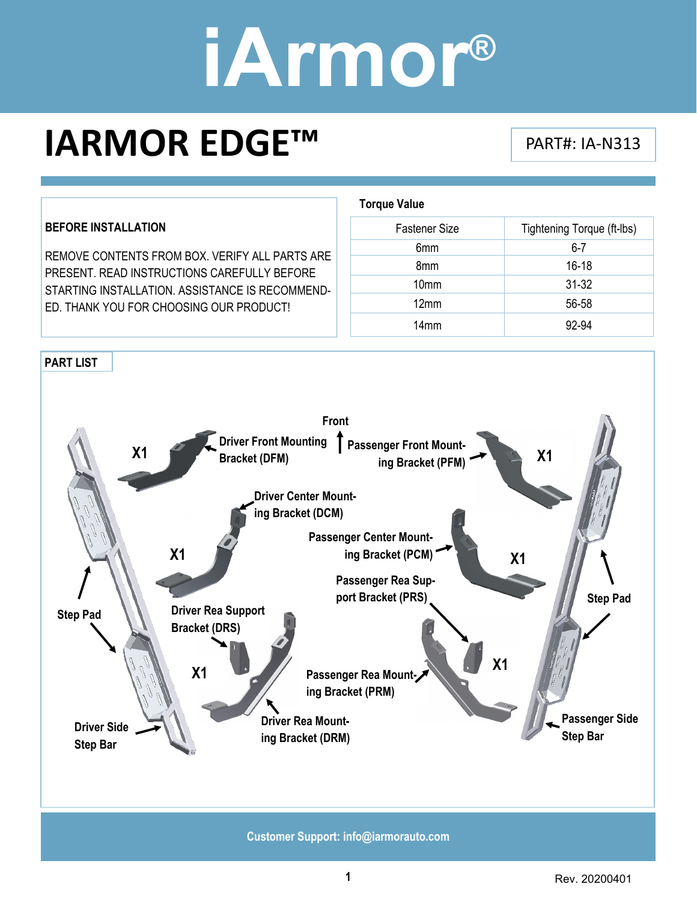# iArmor®

## IARMOR EDGE™

PART#: IA-N313

**BEFORE INSTALLATION**

REMOVE CONTENTS FROM BOX. VERIFY ALL PARTS ARE PRESENT. READ INSTRUCTIONS CAREFULLY BEFORE STARTING INSTALLATION. ASSISTANCE IS RECOMMENDED. THANK YOU FOR CHOOSING OUR PRODUCT!

**Torque Value**

| Fastener Size | Tightening Torque (ft-lbs) |
| --- | --- |
| 6mm | 6-7 |
| 8mm | 16-18 |
| 10mm | 31-32 |
| 12mm | 56-58 |
| 14mm | 92-94 |

**PART LIST**

Front

- Driver Front Mounting Bracket (DFM) X1
- Passenger Front Mounting Bracket (PFM) X1
- Driver Center Mounting Bracket (DCM) X1
- Passenger Center Mounting Bracket (PCM) X1
- Passenger Rea Support Bracket (PRS) X1
- Driver Rea Support Bracket (DRS) X1
- Driver Rea Mounting Bracket (DRM)
- Passenger Rea Mounting Bracket (PRM)
- Step Pad
- Driver Side Step Bar
- Passenger Side Step Bar

Customer Support: info@iarmorauto.com

Rev. 20200401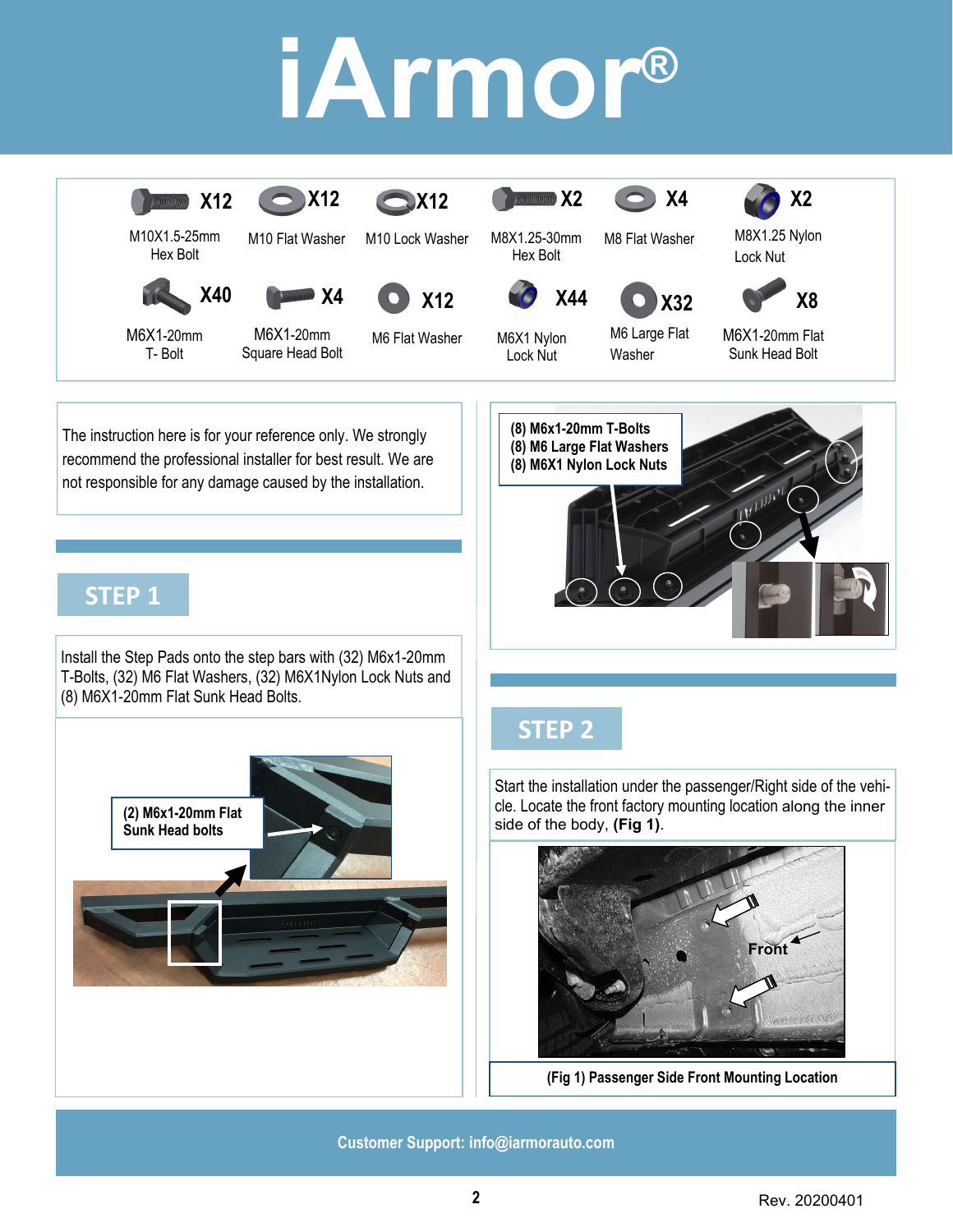# iArmor®

| | | | | | |
|---|---|---|---|---|---|
| X12 M10X1.5-25mm Hex Bolt | X12 M10 Flat Washer | X12 M10 Lock Washer | X2 M8X1.25-30mm Hex Bolt | X4 M8 Flat Washer | X2 M8X1.25 Nylon Lock Nut |
| X40 M6X1-20mm T- Bolt | X4 M6X1-20mm Square Head Bolt | X12 M6 Flat Washer | X44 M6X1 Nylon Lock Nut | X32 M6 Large Flat Washer | X8 M6X1-20mm Flat Sunk Head Bolt |

The instruction here is for your reference only. We strongly recommend the professional installer for best result. We are not responsible for any damage caused by the installation.

## STEP 1

Install the Step Pads onto the step bars with (32) M6x1-20mm T-Bolts, (32) M6 Flat Washers, (32) M6X1Nylon Lock Nuts and (8) M6X1-20mm Flat Sunk Head Bolts.

**(2) M6x1-20mm Flat Sunk Head bolts**

**(8) M6x1-20mm T-Bolts**
**(8) M6 Large Flat Washers**
**(8) M6X1 Nylon Lock Nuts**

## STEP 2

Start the installation under the passenger/Right side of the vehicle. Locate the front factory mounting location along the inner side of the body, **(Fig 1)**.

Front

**(Fig 1) Passenger Side Front Mounting Location**

Customer Support: info@iarmorauto.com

Rev. 20200401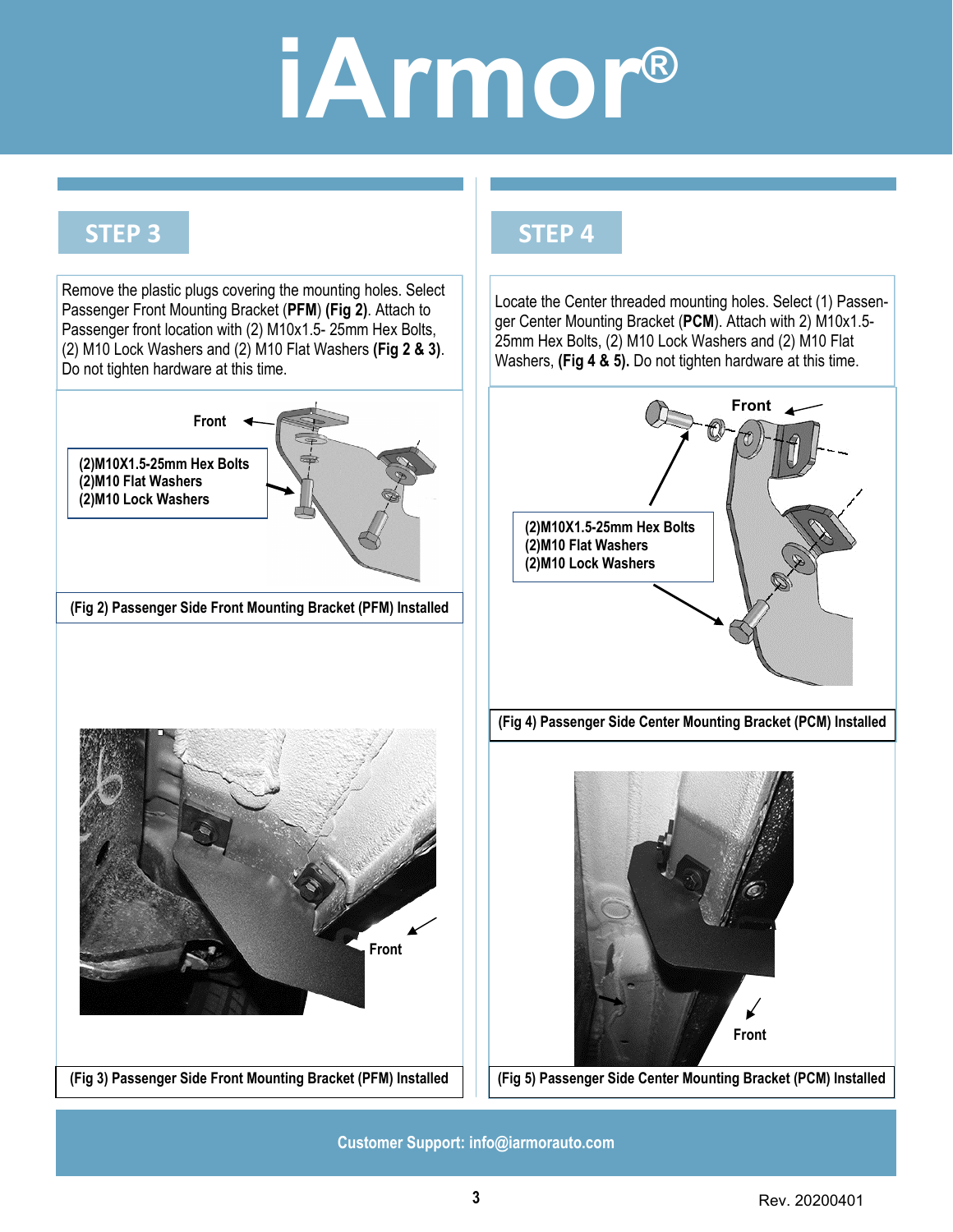# iArmor®

## STEP 3

Remove the plastic plugs covering the mounting holes. Select Passenger Front Mounting Bracket (**PFM**) **(Fig 2)**. Attach to Passenger front location with (2) M10x1.5- 25mm Hex Bolts, (2) M10 Lock Washers and (2) M10 Flat Washers **(Fig 2 & 3)**. Do not tighten hardware at this time.

**Front**

**(2)M10X1.5-25mm Hex Bolts**
**(2)M10 Flat Washers**
**(2)M10 Lock Washers**

**(Fig 2) Passenger Side Front Mounting Bracket (PFM) Installed**

**Front**

**(Fig 3) Passenger Side Front Mounting Bracket (PFM) Installed**

## STEP 4

Locate the Center threaded mounting holes. Select (1) Passenger Center Mounting Bracket (**PCM**). Attach with 2) M10x1.5-25mm Hex Bolts, (2) M10 Lock Washers and (2) M10 Flat Washers, **(Fig 4 & 5).** Do not tighten hardware at this time.

**Front**

**(2)M10X1.5-25mm Hex Bolts**
**(2)M10 Flat Washers**
**(2)M10 Lock Washers**

**(Fig 4) Passenger Side Center Mounting Bracket (PCM) Installed**

**Front**

**(Fig 5) Passenger Side Center Mounting Bracket (PCM) Installed**

**Customer Support: info@iarmorauto.com**

Rev. 20200401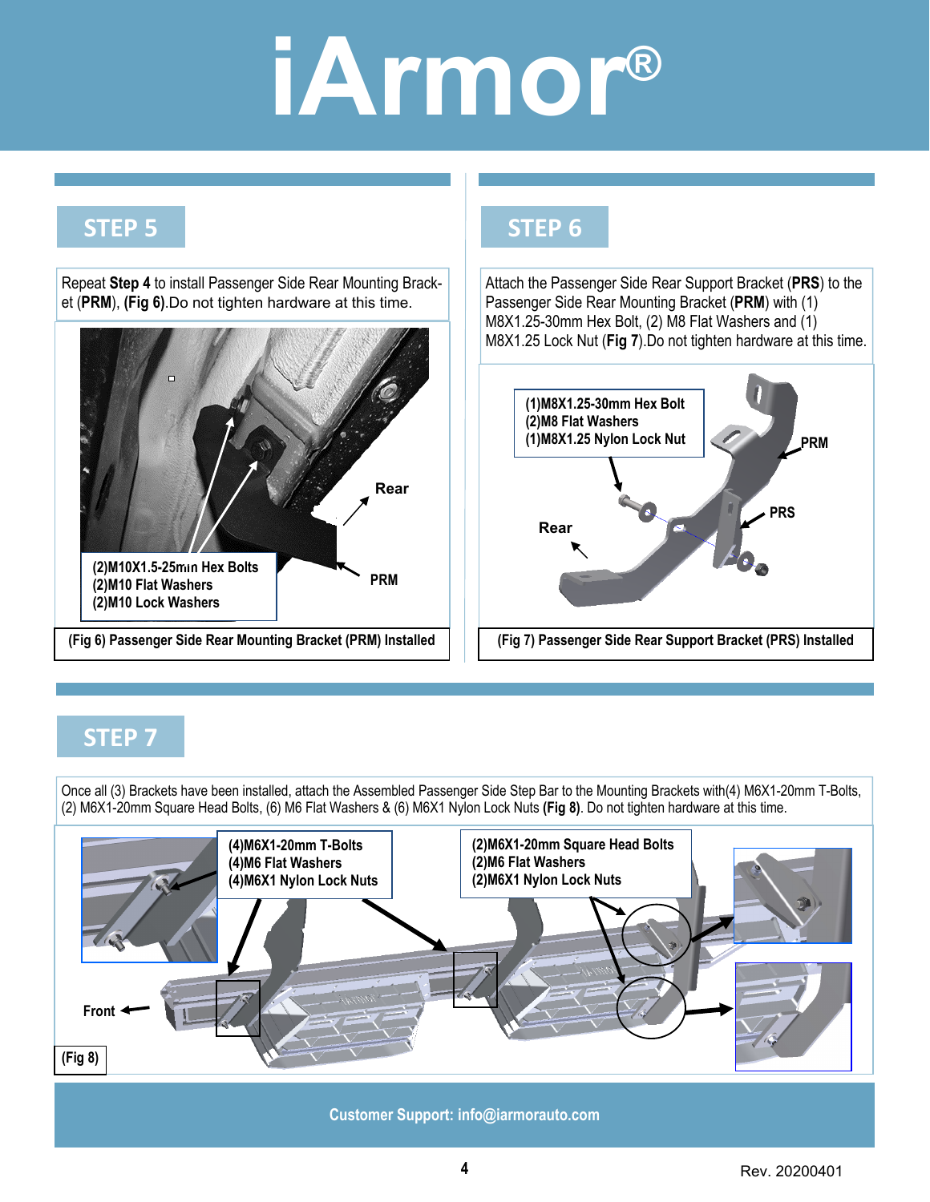# iArmor®

## STEP 5

Repeat **Step 4** to install Passenger Side Rear Mounting Bracket (**PRM**), **(Fig 6)**.Do not tighten hardware at this time.

(2)M10X1.5-25mm Hex Bolts
(2)M10 Flat Washers
(2)M10 Lock Washers

Rear

PRM

**(Fig 6) Passenger Side Rear Mounting Bracket (PRM) Installed**

## STEP 6

Attach the Passenger Side Rear Support Bracket (**PRS**) to the Passenger Side Rear Mounting Bracket (**PRM**) with (1) M8X1.25-30mm Hex Bolt, (2) M8 Flat Washers and (1) M8X1.25 Lock Nut (**Fig 7**).Do not tighten hardware at this time.

(1)M8X1.25-30mm Hex Bolt
(2)M8 Flat Washers
(1)M8X1.25 Nylon Lock Nut

PRM

PRS

Rear

**(Fig 7) Passenger Side Rear Support Bracket (PRS) Installed**

## STEP 7

Once all (3) Brackets have been installed, attach the Assembled Passenger Side Step Bar to the Mounting Brackets with(4) M6X1-20mm T-Bolts, (2) M6X1-20mm Square Head Bolts, (6) M6 Flat Washers & (6) M6X1 Nylon Lock Nuts **(Fig 8)**. Do not tighten hardware at this time.

(4)M6X1-20mm T-Bolts
(4)M6 Flat Washers
(4)M6X1 Nylon Lock Nuts

(2)M6X1-20mm Square Head Bolts
(2)M6 Flat Washers
(2)M6X1 Nylon Lock Nuts

Front

**(Fig 8)**

Customer Support: info@iarmorauto.com

Rev. 20200401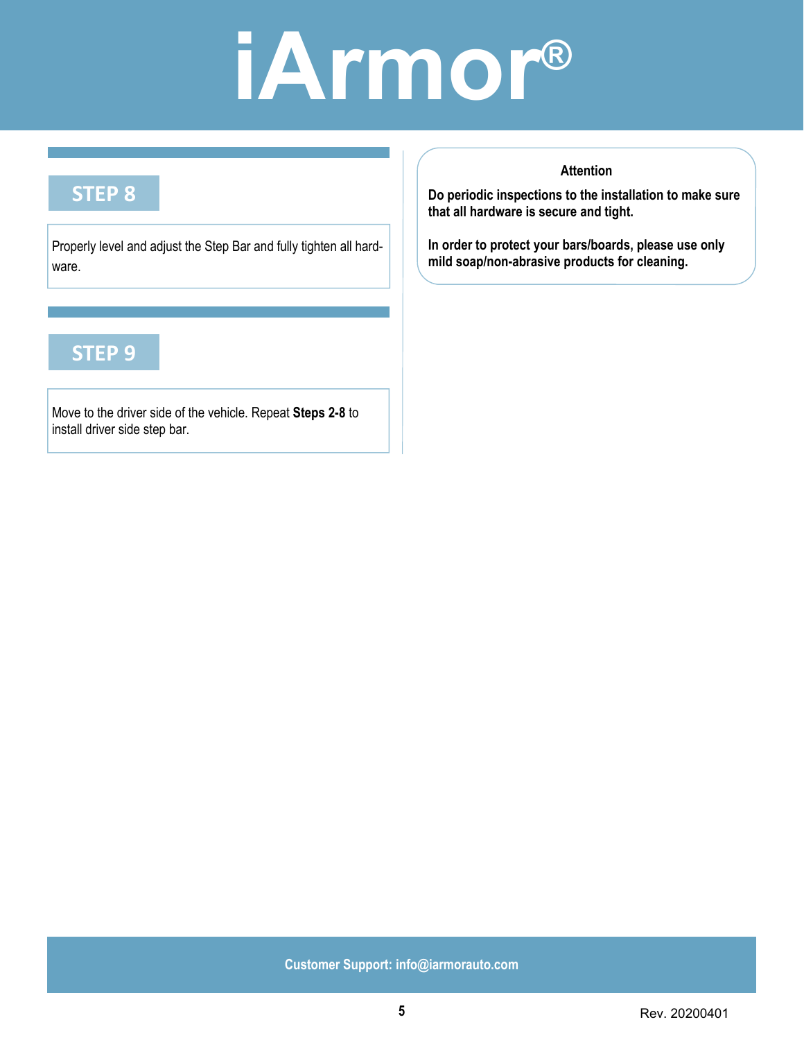# iArmor®

## STEP 8

Properly level and adjust the Step Bar and fully tighten all hardware.

## STEP 9

Move to the driver side of the vehicle. Repeat **Steps 2-8** to install driver side step bar.

**Attention**

**Do periodic inspections to the installation to make sure that all hardware is secure and tight.**

**In order to protect your bars/boards, please use only mild soap/non-abrasive products for cleaning.**

**Customer Support: info@iarmorauto.com**

Rev. 20200401